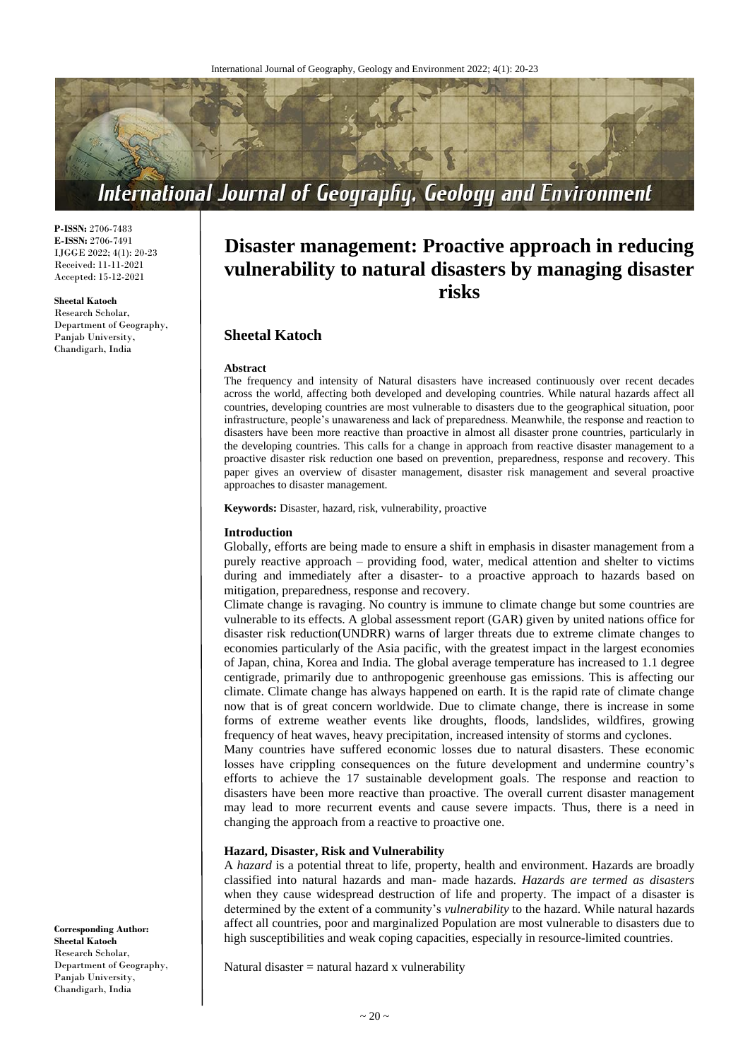**P-ISSN:** 2706-7483
**E-ISSN:** 2706-7491
IJGGE 2022; 4(1): 20-23
Received: 11-11-2021
Accepted: 15-12-2021

**Sheetal Katoch**
Research Scholar, Department of Geography, Panjab University, Chandigarh, India

**Corresponding Author:**
**Sheetal Katoch**
Research Scholar, Department of Geography, Panjab University, Chandigarh, India

# Disaster management: Proactive approach in reducing vulnerability to natural disasters by managing disaster risks

## Sheetal Katoch

**Abstract**

The frequency and intensity of Natural disasters have increased continuously over recent decades across the world, affecting both developed and developing countries. While natural hazards affect all countries, developing countries are most vulnerable to disasters due to the geographical situation, poor infrastructure, people's unawareness and lack of preparedness. Meanwhile, the response and reaction to disasters have been more reactive than proactive in almost all disaster prone countries, particularly in the developing countries. This calls for a change in approach from reactive disaster management to a proactive disaster risk reduction one based on prevention, preparedness, response and recovery. This paper gives an overview of disaster management, disaster risk management and several proactive approaches to disaster management.

**Keywords:** Disaster, hazard, risk, vulnerability, proactive

### Introduction

Globally, efforts are being made to ensure a shift in emphasis in disaster management from a purely reactive approach – providing food, water, medical attention and shelter to victims during and immediately after a disaster- to a proactive approach to hazards based on mitigation, preparedness, response and recovery.

Climate change is ravaging. No country is immune to climate change but some countries are vulnerable to its effects. A global assessment report (GAR) given by united nations office for disaster risk reduction(UNDRR) warns of larger threats due to extreme climate changes to economies particularly of the Asia pacific, with the greatest impact in the largest economies of Japan, china, Korea and India. The global average temperature has increased to 1.1 degree centigrade, primarily due to anthropogenic greenhouse gas emissions. This is affecting our climate. Climate change has always happened on earth. It is the rapid rate of climate change now that is of great concern worldwide. Due to climate change, there is increase in some forms of extreme weather events like droughts, floods, landslides, wildfires, growing frequency of heat waves, heavy precipitation, increased intensity of storms and cyclones.

Many countries have suffered economic losses due to natural disasters. These economic losses have crippling consequences on the future development and undermine country's efforts to achieve the 17 sustainable development goals. The response and reaction to disasters have been more reactive than proactive. The overall current disaster management may lead to more recurrent events and cause severe impacts. Thus, there is a need in changing the approach from a reactive to proactive one.

### Hazard, Disaster, Risk and Vulnerability

A *hazard* is a potential threat to life, property, health and environment. Hazards are broadly classified into natural hazards and man- made hazards. *Hazards are termed as disasters* when they cause widespread destruction of life and property. The impact of a disaster is determined by the extent of a community's *vulnerability* to the hazard. While natural hazards affect all countries, poor and marginalized Population are most vulnerable to disasters due to high susceptibilities and weak coping capacities, especially in resource-limited countries.

Natural disaster = natural hazard x vulnerability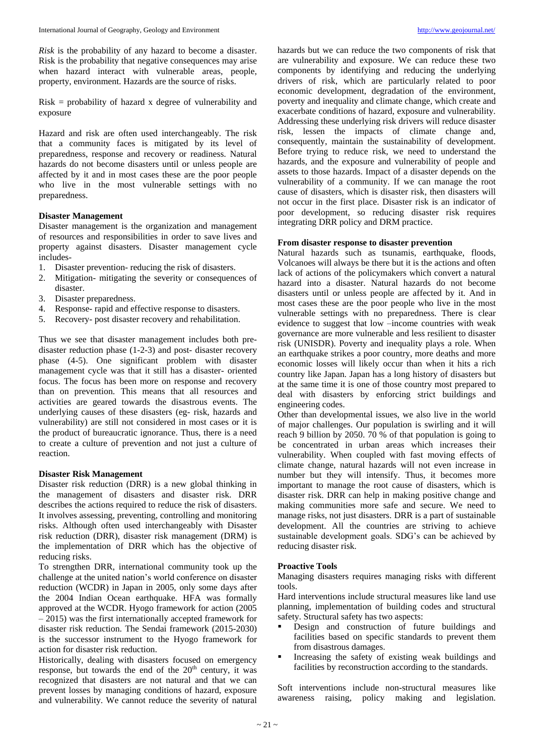*Risk* is the probability of any hazard to become a disaster. Risk is the probability that negative consequences may arise when hazard interact with vulnerable areas, people, property, environment. Hazards are the source of risks.

Risk = probability of hazard x degree of vulnerability and exposure

Hazard and risk are often used interchangeably. The risk that a community faces is mitigated by its level of preparedness, response and recovery or readiness. Natural hazards do not become disasters until or unless people are affected by it and in most cases these are the poor people who live in the most vulnerable settings with no preparedness.

**Disaster Management**

Disaster management is the organization and management of resources and responsibilities in order to save lives and property against disasters. Disaster management cycle includes-

1. Disaster prevention- reducing the risk of disasters.
2. Mitigation- mitigating the severity or consequences of disaster.
3. Disaster preparedness.
4. Response- rapid and effective response to disasters.
5. Recovery- post disaster recovery and rehabilitation.

Thus we see that disaster management includes both pre-disaster reduction phase (1-2-3) and post- disaster recovery phase (4-5). One significant problem with disaster management cycle was that it still has a disaster- oriented focus. The focus has been more on response and recovery than on prevention. This means that all resources and activities are geared towards the disastrous events. The underlying causes of these disasters (eg- risk, hazards and vulnerability) are still not considered in most cases or it is the product of bureaucratic ignorance. Thus, there is a need to create a culture of prevention and not just a culture of reaction.

**Disaster Risk Management**

Disaster risk reduction (DRR) is a new global thinking in the management of disasters and disaster risk. DRR describes the actions required to reduce the risk of disasters. It involves assessing, preventing, controlling and monitoring risks. Although often used interchangeably with Disaster risk reduction (DRR), disaster risk management (DRM) is the implementation of DRR which has the objective of reducing risks.

To strengthen DRR, international community took up the challenge at the united nation's world conference on disaster reduction (WCDR) in Japan in 2005, only some days after the 2004 Indian Ocean earthquake. HFA was formally approved at the WCDR. Hyogo framework for action (2005 – 2015) was the first internationally accepted framework for disaster risk reduction. The Sendai framework (2015-2030) is the successor instrument to the Hyogo framework for action for disaster risk reduction.

Historically, dealing with disasters focused on emergency response, but towards the end of the 20th century, it was recognized that disasters are not natural and that we can prevent losses by managing conditions of hazard, exposure and vulnerability. We cannot reduce the severity of natural hazards but we can reduce the two components of risk that are vulnerability and exposure. We can reduce these two components by identifying and reducing the underlying drivers of risk, which are particularly related to poor economic development, degradation of the environment, poverty and inequality and climate change, which create and exacerbate conditions of hazard, exposure and vulnerability. Addressing these underlying risk drivers will reduce disaster risk, lessen the impacts of climate change and, consequently, maintain the sustainability of development. Before trying to reduce risk, we need to understand the hazards, and the exposure and vulnerability of people and assets to those hazards. Impact of a disaster depends on the vulnerability of a community. If we can manage the root cause of disasters, which is disaster risk, then disasters will not occur in the first place. Disaster risk is an indicator of poor development, so reducing disaster risk requires integrating DRR policy and DRM practice.

**From disaster response to disaster prevention**

Natural hazards such as tsunamis, earthquake, floods, Volcanoes will always be there but it is the actions and often lack of actions of the policymakers which convert a natural hazard into a disaster. Natural hazards do not become disasters until or unless people are affected by it. And in most cases these are the poor people who live in the most vulnerable settings with no preparedness. There is clear evidence to suggest that low –income countries with weak governance are more vulnerable and less resilient to disaster risk (UNISDR). Poverty and inequality plays a role. When an earthquake strikes a poor country, more deaths and more economic losses will likely occur than when it hits a rich country like Japan. Japan has a long history of disasters but at the same time it is one of those country most prepared to deal with disasters by enforcing strict buildings and engineering codes.

Other than developmental issues, we also live in the world of major challenges. Our population is swirling and it will reach 9 billion by 2050. 70 % of that population is going to be concentrated in urban areas which increases their vulnerability. When coupled with fast moving effects of climate change, natural hazards will not even increase in number but they will intensify. Thus, it becomes more important to manage the root cause of disasters, which is disaster risk. DRR can help in making positive change and making communities more safe and secure. We need to manage risks, not just disasters. DRR is a part of sustainable development. All the countries are striving to achieve sustainable development goals. SDG's can be achieved by reducing disaster risk.

**Proactive Tools**

Managing disasters requires managing risks with different tools.

Hard interventions include structural measures like land use planning, implementation of building codes and structural safety. Structural safety has two aspects:

- Design and construction of future buildings and facilities based on specific standards to prevent them from disastrous damages.
- Increasing the safety of existing weak buildings and facilities by reconstruction according to the standards.

Soft interventions include non-structural measures like awareness raising, policy making and legislation.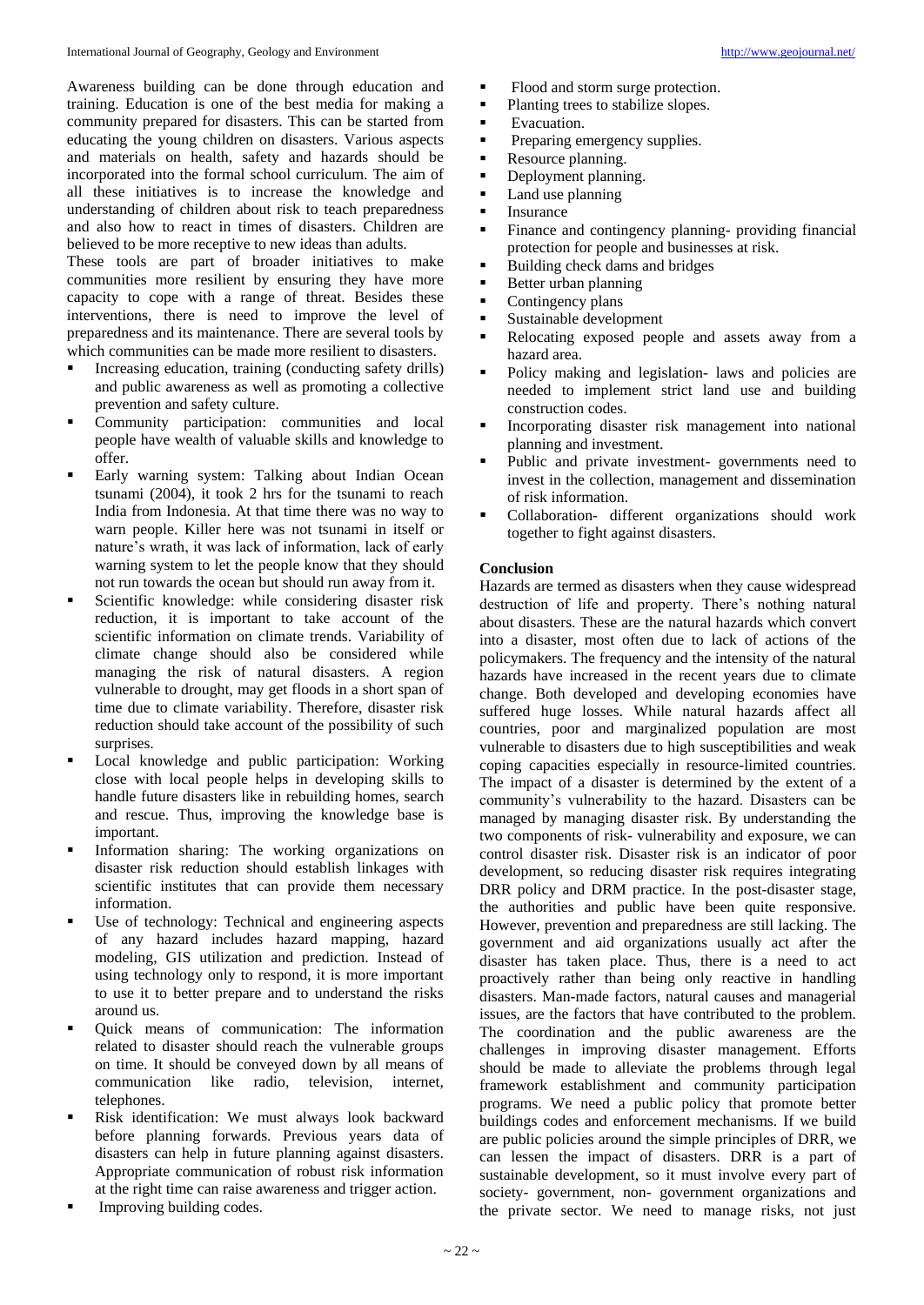Awareness building can be done through education and training. Education is one of the best media for making a community prepared for disasters. This can be started from educating the young children on disasters. Various aspects and materials on health, safety and hazards should be incorporated into the formal school curriculum. The aim of all these initiatives is to increase the knowledge and understanding of children about risk to teach preparedness and also how to react in times of disasters. Children are believed to be more receptive to new ideas than adults.

These tools are part of broader initiatives to make communities more resilient by ensuring they have more capacity to cope with a range of threat. Besides these interventions, there is need to improve the level of preparedness and its maintenance. There are several tools by which communities can be made more resilient to disasters.

- Increasing education, training (conducting safety drills) and public awareness as well as promoting a collective prevention and safety culture.
- Community participation: communities and local people have wealth of valuable skills and knowledge to offer.
- Early warning system: Talking about Indian Ocean tsunami (2004), it took 2 hrs for the tsunami to reach India from Indonesia. At that time there was no way to warn people. Killer here was not tsunami in itself or nature's wrath, it was lack of information, lack of early warning system to let the people know that they should not run towards the ocean but should run away from it.
- Scientific knowledge: while considering disaster risk reduction, it is important to take account of the scientific information on climate trends. Variability of climate change should also be considered while managing the risk of natural disasters. A region vulnerable to drought, may get floods in a short span of time due to climate variability. Therefore, disaster risk reduction should take account of the possibility of such surprises.
- Local knowledge and public participation: Working close with local people helps in developing skills to handle future disasters like in rebuilding homes, search and rescue. Thus, improving the knowledge base is important.
- Information sharing: The working organizations on disaster risk reduction should establish linkages with scientific institutes that can provide them necessary information.
- Use of technology: Technical and engineering aspects of any hazard includes hazard mapping, hazard modeling, GIS utilization and prediction. Instead of using technology only to respond, it is more important to use it to better prepare and to understand the risks around us.
- Quick means of communication: The information related to disaster should reach the vulnerable groups on time. It should be conveyed down by all means of communication like radio, television, internet, telephones.
- Risk identification: We must always look backward before planning forwards. Previous years data of disasters can help in future planning against disasters. Appropriate communication of robust risk information at the right time can raise awareness and trigger action.
- Improving building codes.
- Flood and storm surge protection.
- Planting trees to stabilize slopes.
- Evacuation.
- Preparing emergency supplies.
- Resource planning.
- Deployment planning.
- Land use planning
- Insurance
- Finance and contingency planning- providing financial protection for people and businesses at risk.
- Building check dams and bridges
- Better urban planning
- Contingency plans
- Sustainable development
- Relocating exposed people and assets away from a hazard area.
- Policy making and legislation- laws and policies are needed to implement strict land use and building construction codes.
- Incorporating disaster risk management into national planning and investment.
- Public and private investment- governments need to invest in the collection, management and dissemination of risk information.
- Collaboration- different organizations should work together to fight against disasters.

**Conclusion**

Hazards are termed as disasters when they cause widespread destruction of life and property. There's nothing natural about disasters. These are the natural hazards which convert into a disaster, most often due to lack of actions of the policymakers. The frequency and the intensity of the natural hazards have increased in the recent years due to climate change. Both developed and developing economies have suffered huge losses. While natural hazards affect all countries, poor and marginalized population are most vulnerable to disasters due to high susceptibilities and weak coping capacities especially in resource-limited countries. The impact of a disaster is determined by the extent of a community's vulnerability to the hazard. Disasters can be managed by managing disaster risk. By understanding the two components of risk- vulnerability and exposure, we can control disaster risk. Disaster risk is an indicator of poor development, so reducing disaster risk requires integrating DRR policy and DRM practice. In the post-disaster stage, the authorities and public have been quite responsive. However, prevention and preparedness are still lacking. The government and aid organizations usually act after the disaster has taken place. Thus, there is a need to act proactively rather than being only reactive in handling disasters. Man-made factors, natural causes and managerial issues, are the factors that have contributed to the problem. The coordination and the public awareness are the challenges in improving disaster management. Efforts should be made to alleviate the problems through legal framework establishment and community participation programs. We need a public policy that promote better buildings codes and enforcement mechanisms. If we build are public policies around the simple principles of DRR, we can lessen the impact of disasters. DRR is a part of sustainable development, so it must involve every part of society- government, non- government organizations and the private sector. We need to manage risks, not just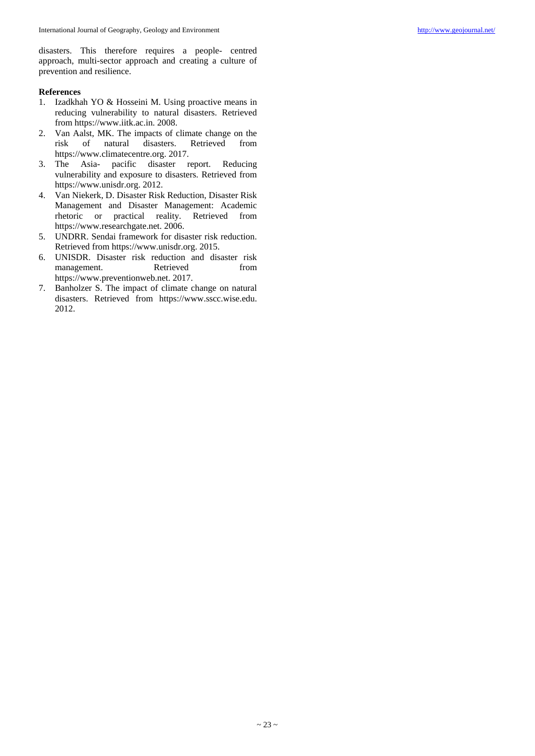disasters. This therefore requires a people- centred approach, multi-sector approach and creating a culture of prevention and resilience.

## References

1. Izadkhah YO & Hosseini M. Using proactive means in reducing vulnerability to natural disasters. Retrieved from https://www.iitk.ac.in. 2008.
2. Van Aalst, MK. The impacts of climate change on the risk of natural disasters. Retrieved from https://www.climatecentre.org. 2017.
3. The Asia- pacific disaster report. Reducing vulnerability and exposure to disasters. Retrieved from https://www.unisdr.org. 2012.
4. Van Niekerk, D. Disaster Risk Reduction, Disaster Risk Management and Disaster Management: Academic rhetoric or practical reality. Retrieved from https://www.researchgate.net. 2006.
5. UNDRR. Sendai framework for disaster risk reduction. Retrieved from https://www.unisdr.org. 2015.
6. UNISDR. Disaster risk reduction and disaster risk management. Retrieved from https://www.preventionweb.net. 2017.
7. Banholzer S. The impact of climate change on natural disasters. Retrieved from https://www.sscc.wise.edu. 2012.